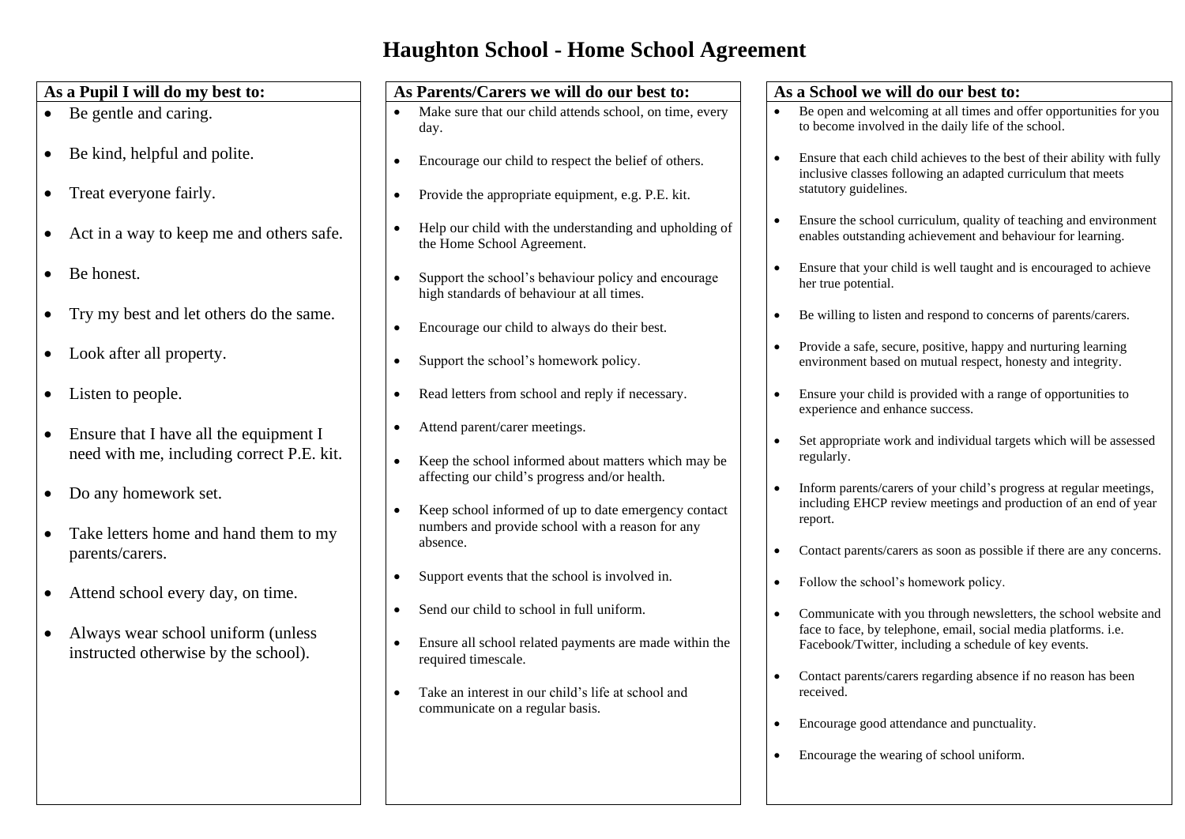# Haughton School - Home School Agreement

### As a Pupil I will do my best to:

- Be gentle and caring.
- Be kind, helpful and polite.
- Treat everyone fairly.
- Act in a way to keep me and others safe.
- Be honest.
- Try my best and let others do the same.
- Look after all property.
- Listen to people.
- Ensure that I have all the equipment I need with me, including correct P.E. kit.
- Do any homework set.
- Take letters home and hand them to my parents/carers.
- Attend school every day, on time.
- Always wear school uniform (unless instructed otherwise by the school).

### As Parents/Carers we will do our best to:

- Make sure that our child attends school, on time, every day.
- Encourage our child to respect the belief of others.
- Provide the appropriate equipment, e.g. P.E. kit.
- Help our child with the understanding and upholding of the Home School Agreement.
- Support the school's behaviour policy and encourage high standards of behaviour at all times.
- Encourage our child to always do their best.
- Support the school's homework policy.
- Read letters from school and reply if necessary.
- Attend parent/carer meetings.
- Keep the school informed about matters which may be affecting our child's progress and/or health.
- Keep school informed of up to date emergency contact numbers and provide school with a reason for any absence.
- Support events that the school is involved in.
- Send our child to school in full uniform.
- Ensure all school related payments are made within the required timescale.
- Take an interest in our child's life at school and communicate on a regular basis.

### As a School we will do our best to:

- Be open and welcoming at all times and offer opportunities for you to become involved in the daily life of the school.
- Ensure that each child achieves to the best of their ability with fully inclusive classes following an adapted curriculum that meets statutory guidelines.
- Ensure the school curriculum, quality of teaching and environment enables outstanding achievement and behaviour for learning.
- Ensure that your child is well taught and is encouraged to achieve her true potential.
- Be willing to listen and respond to concerns of parents/carers.
- Provide a safe, secure, positive, happy and nurturing learning environment based on mutual respect, honesty and integrity.
- Ensure your child is provided with a range of opportunities to experience and enhance success.
- Set appropriate work and individual targets which will be assessed regularly.
- Inform parents/carers of your child's progress at regular meetings, including EHCP review meetings and production of an end of year report.
- Contact parents/carers as soon as possible if there are any concerns.
- Follow the school's homework policy.
- Communicate with you through newsletters, the school website and face to face, by telephone, email, social media platforms. i.e. Facebook/Twitter, including a schedule of key events.
- Contact parents/carers regarding absence if no reason has been received.
- Encourage good attendance and punctuality.
- Encourage the wearing of school uniform.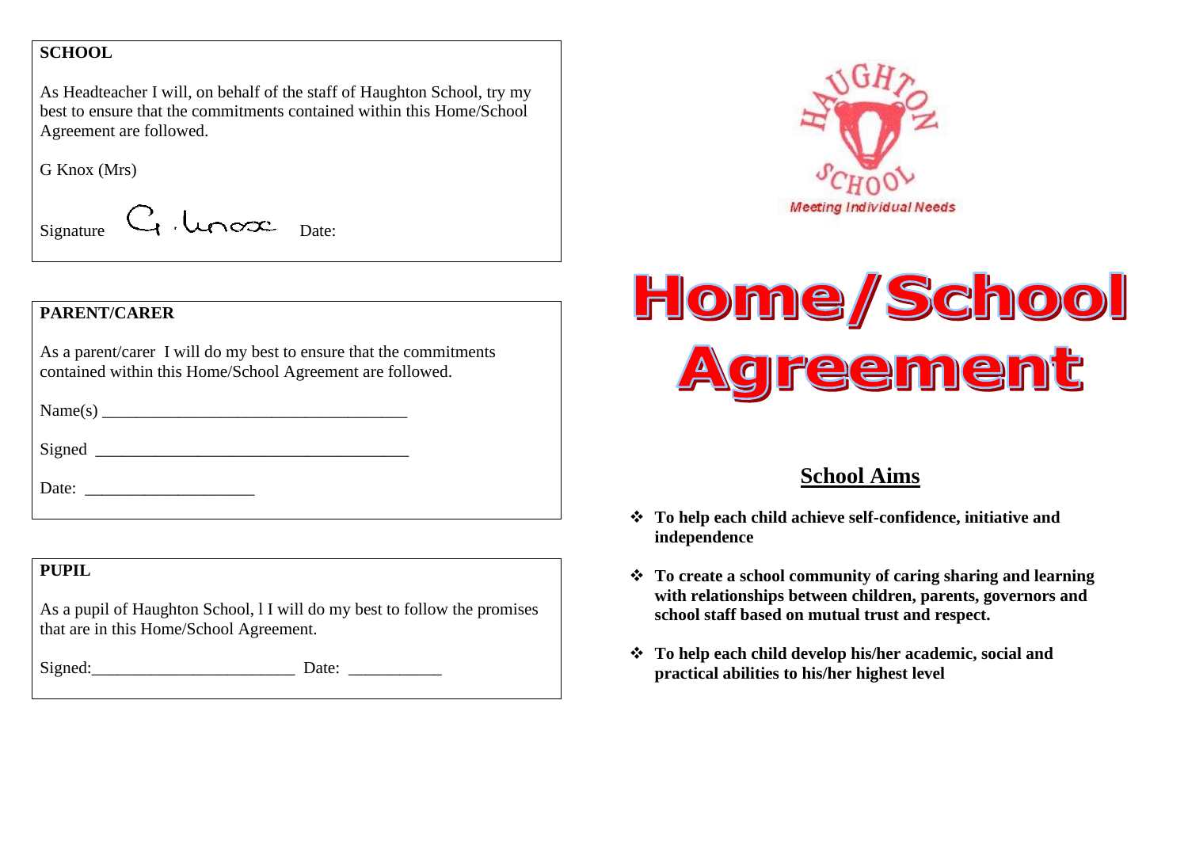**SCHOOL**

As Headteacher I will, on behalf of the staff of Haughton School, try my best to ensure that the commitments contained within this Home/School Agreement are followed.

G Knox (Mrs)

Signature G. Knox Date:

**PARENT/CARER**

As a parent/carer I will do my best to ensure that the commitments contained within this Home/School Agreement are followed.

Name(s) ____________________________________

Signed ____________________________________

Date: ____________________

**PUPIL**

As a pupil of Haughton School, l I will do my best to follow the promises that are in this Home/School Agreement.

Signed:________________________ Date: ___________

HAUGHTON SCHOOL

*Meeting Individual Needs*

# Home/School Agreement

## School Aims

- **To help each child achieve self-confidence, initiative and independence**
- **To create a school community of caring sharing and learning with relationships between children, parents, governors and school staff based on mutual trust and respect.**
- **To help each child develop his/her academic, social and practical abilities to his/her highest level**